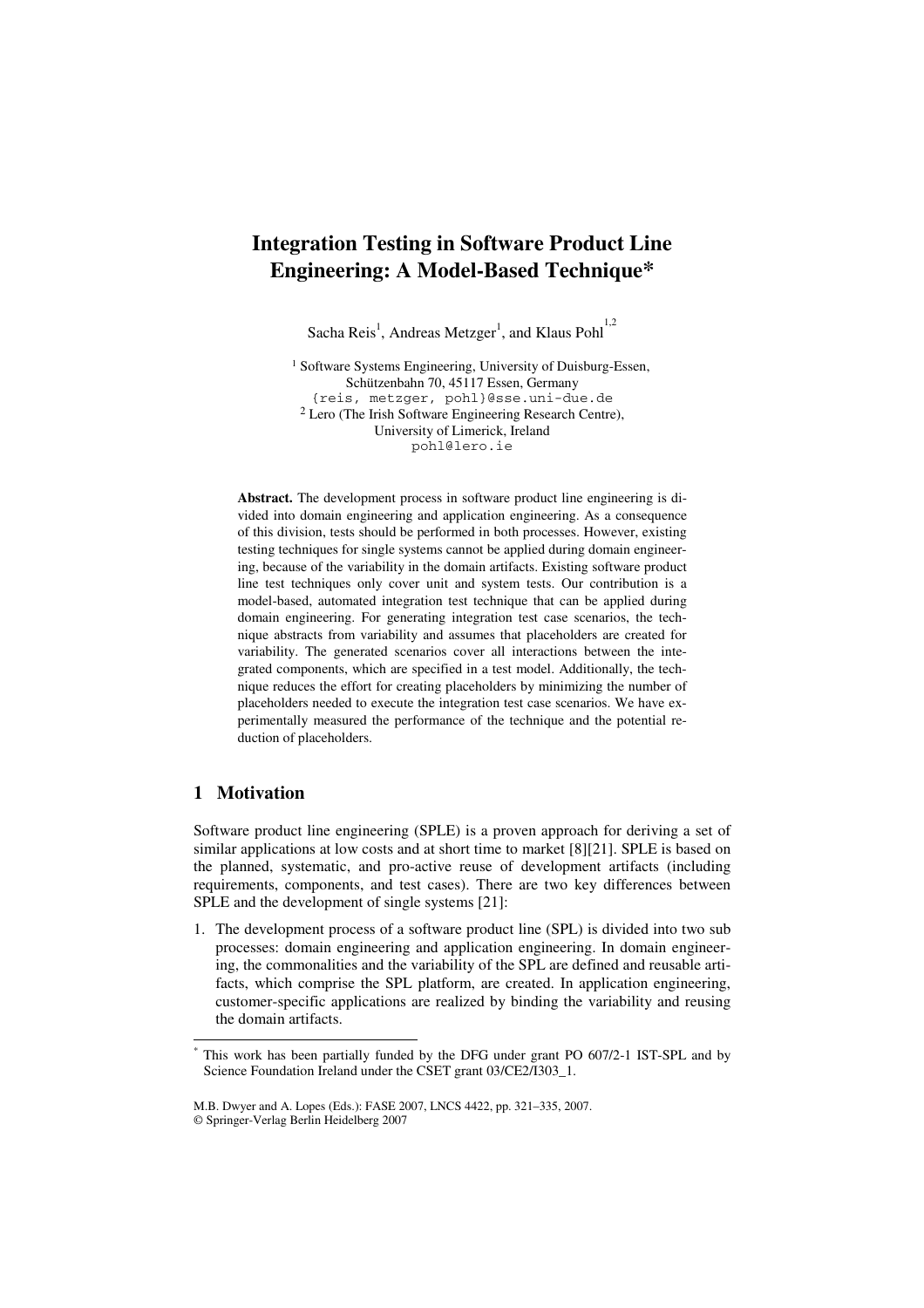# Integration Testing in Software Product Line Engineering: A Model-Based Technique*

Sacha Reis[1], Andreas Metzger[1], and Klaus Pohl[1,2]

[1] Software Systems Engineering, University of Duisburg-Essen, Schützenbahn 70, 45117 Essen, Germany
{reis, metzger, pohl}@sse.uni-due.de
[2] Lero (The Irish Software Engineering Research Centre), University of Limerick, Ireland
pohl@lero.ie

**Abstract.** The development process in software product line engineering is divided into domain engineering and application engineering. As a consequence of this division, tests should be performed in both processes. However, existing testing techniques for single systems cannot be applied during domain engineering, because of the variability in the domain artifacts. Existing software product line test techniques only cover unit and system tests. Our contribution is a model-based, automated integration test technique that can be applied during domain engineering. For generating integration test case scenarios, the technique abstracts from variability and assumes that placeholders are created for variability. The generated scenarios cover all interactions between the integrated components, which are specified in a test model. Additionally, the technique reduces the effort for creating placeholders by minimizing the number of placeholders needed to execute the integration test case scenarios. We have experimentally measured the performance of the technique and the potential reduction of placeholders.

## 1 Motivation

Software product line engineering (SPLE) is a proven approach for deriving a set of similar applications at low costs and at short time to market [8][21]. SPLE is based on the planned, systematic, and pro-active reuse of development artifacts (including requirements, components, and test cases). There are two key differences between SPLE and the development of single systems [21]:

1. The development process of a software product line (SPL) is divided into two sub processes: domain engineering and application engineering. In domain engineering, the commonalities and the variability of the SPL are defined and reusable artifacts, which comprise the SPL platform, are created. In application engineering, customer-specific applications are realized by binding the variability and reusing the domain artifacts.

* This work has been partially funded by the DFG under grant PO 607/2-1 IST-SPL and by Science Foundation Ireland under the CSET grant 03/CE2/I303_1.

M.B. Dwyer and A. Lopes (Eds.): FASE 2007, LNCS 4422, pp. 321–335, 2007.
© Springer-Verlag Berlin Heidelberg 2007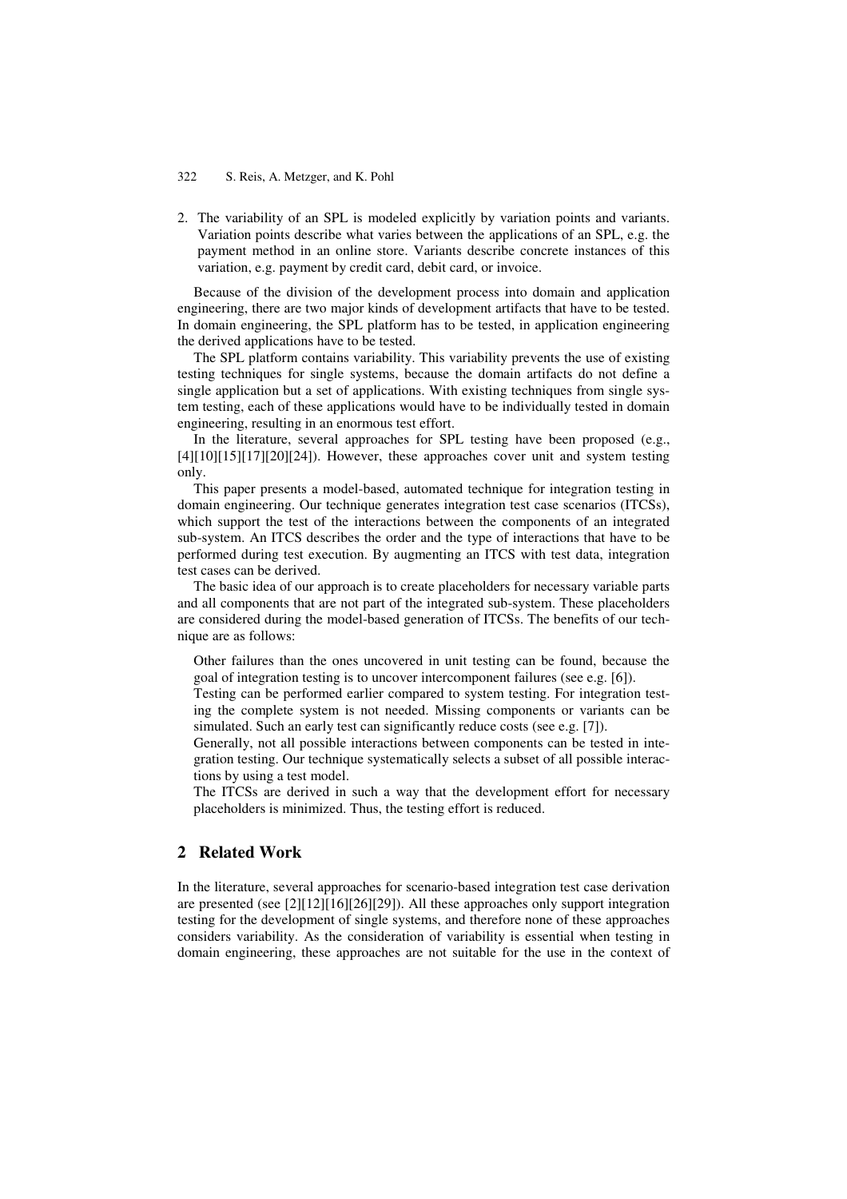2. The variability of an SPL is modeled explicitly by variation points and variants. Variation points describe what varies between the applications of an SPL, e.g. the payment method in an online store. Variants describe concrete instances of this variation, e.g. payment by credit card, debit card, or invoice.

Because of the division of the development process into domain and application engineering, there are two major kinds of development artifacts that have to be tested. In domain engineering, the SPL platform has to be tested, in application engineering the derived applications have to be tested.

The SPL platform contains variability. This variability prevents the use of existing testing techniques for single systems, because the domain artifacts do not define a single application but a set of applications. With existing techniques from single system testing, each of these applications would have to be individually tested in domain engineering, resulting in an enormous test effort.

In the literature, several approaches for SPL testing have been proposed (e.g., [4][10][15][17][20][24]). However, these approaches cover unit and system testing only.

This paper presents a model-based, automated technique for integration testing in domain engineering. Our technique generates integration test case scenarios (ITCSs), which support the test of the interactions between the components of an integrated sub-system. An ITCS describes the order and the type of interactions that have to be performed during test execution. By augmenting an ITCS with test data, integration test cases can be derived.

The basic idea of our approach is to create placeholders for necessary variable parts and all components that are not part of the integrated sub-system. These placeholders are considered during the model-based generation of ITCSs. The benefits of our technique are as follows:

- Other failures than the ones uncovered in unit testing can be found, because the goal of integration testing is to uncover intercomponent failures (see e.g. [6]).
- Testing can be performed earlier compared to system testing. For integration testing the complete system is not needed. Missing components or variants can be simulated. Such an early test can significantly reduce costs (see e.g. [7]).
- Generally, not all possible interactions between components can be tested in integration testing. Our technique systematically selects a subset of all possible interactions by using a test model.
- The ITCSs are derived in such a way that the development effort for necessary placeholders is minimized. Thus, the testing effort is reduced.

## 2 Related Work

In the literature, several approaches for scenario-based integration test case derivation are presented (see [2][12][16][26][29]). All these approaches only support integration testing for the development of single systems, and therefore none of these approaches considers variability. As the consideration of variability is essential when testing in domain engineering, these approaches are not suitable for the use in the context of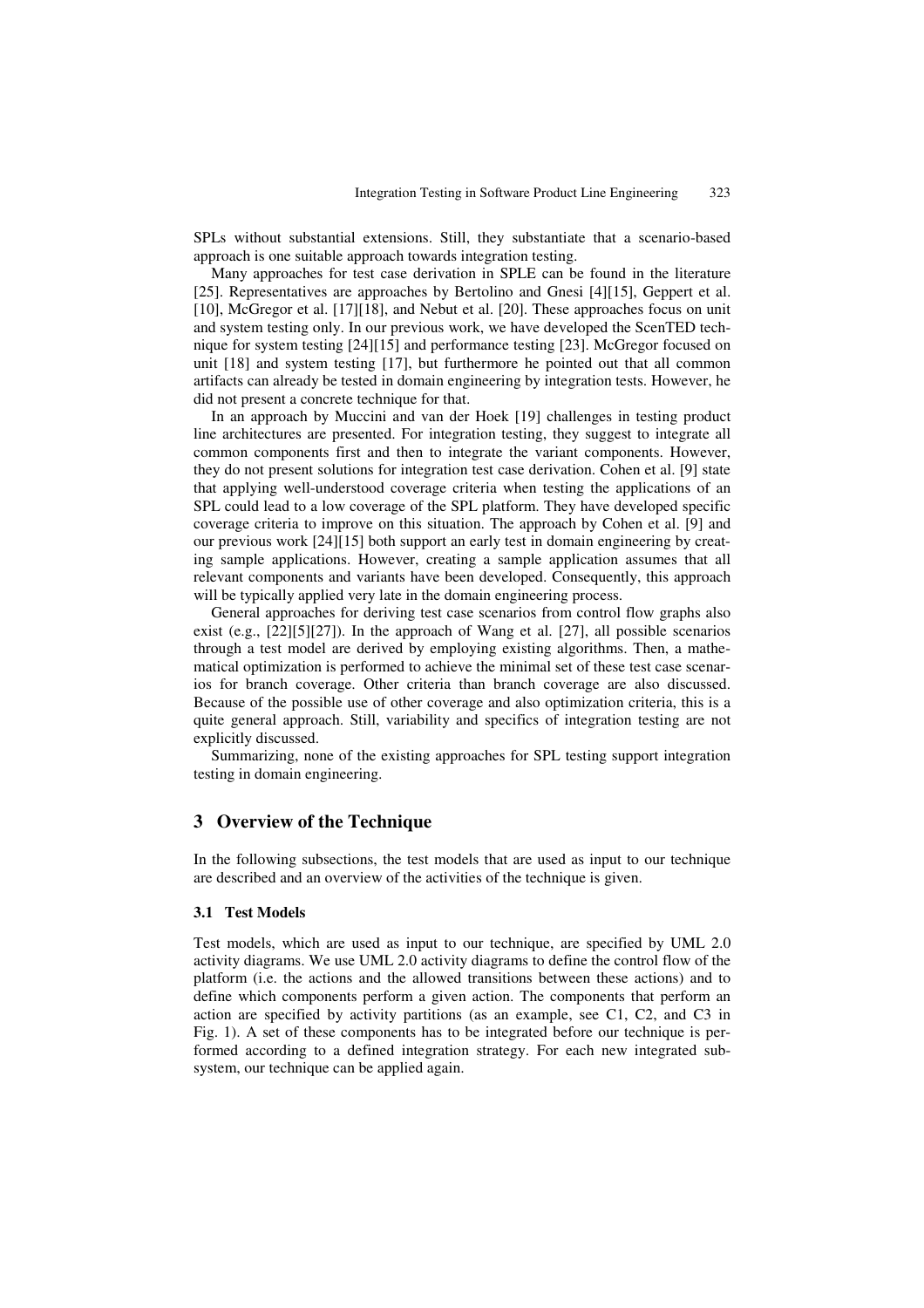SPLs without substantial extensions. Still, they substantiate that a scenario-based approach is one suitable approach towards integration testing.

Many approaches for test case derivation in SPLE can be found in the literature [25]. Representatives are approaches by Bertolino and Gnesi [4][15], Geppert et al. [10], McGregor et al. [17][18], and Nebut et al. [20]. These approaches focus on unit and system testing only. In our previous work, we have developed the ScenTED technique for system testing [24][15] and performance testing [23]. McGregor focused on unit [18] and system testing [17], but furthermore he pointed out that all common artifacts can already be tested in domain engineering by integration tests. However, he did not present a concrete technique for that.

In an approach by Muccini and van der Hoek [19] challenges in testing product line architectures are presented. For integration testing, they suggest to integrate all common components first and then to integrate the variant components. However, they do not present solutions for integration test case derivation. Cohen et al. [9] state that applying well-understood coverage criteria when testing the applications of an SPL could lead to a low coverage of the SPL platform. They have developed specific coverage criteria to improve on this situation. The approach by Cohen et al. [9] and our previous work [24][15] both support an early test in domain engineering by creating sample applications. However, creating a sample application assumes that all relevant components and variants have been developed. Consequently, this approach will be typically applied very late in the domain engineering process.

General approaches for deriving test case scenarios from control flow graphs also exist (e.g., [22][5][27]). In the approach of Wang et al. [27], all possible scenarios through a test model are derived by employing existing algorithms. Then, a mathematical optimization is performed to achieve the minimal set of these test case scenarios for branch coverage. Other criteria than branch coverage are also discussed. Because of the possible use of other coverage and also optimization criteria, this is a quite general approach. Still, variability and specifics of integration testing are not explicitly discussed.

Summarizing, none of the existing approaches for SPL testing support integration testing in domain engineering.

## 3 Overview of the Technique

In the following subsections, the test models that are used as input to our technique are described and an overview of the activities of the technique is given.

### 3.1 Test Models

Test models, which are used as input to our technique, are specified by UML 2.0 activity diagrams. We use UML 2.0 activity diagrams to define the control flow of the platform (i.e. the actions and the allowed transitions between these actions) and to define which components perform a given action. The components that perform an action are specified by activity partitions (as an example, see C1, C2, and C3 in Fig. 1). A set of these components has to be integrated before our technique is performed according to a defined integration strategy. For each new integrated subsystem, our technique can be applied again.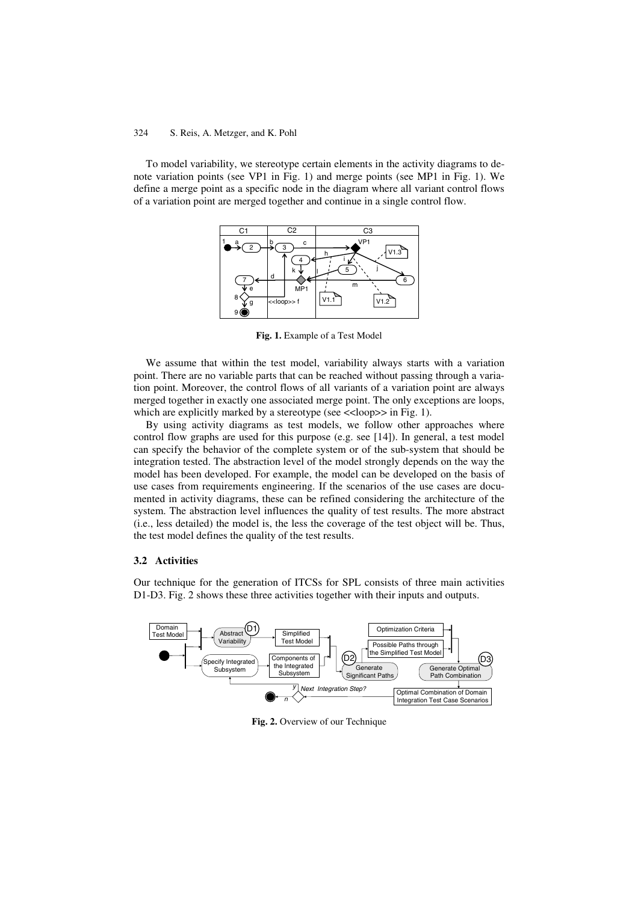To model variability, we stereotype certain elements in the activity diagrams to denote variation points (see VP1 in Fig. 1) and merge points (see MP1 in Fig. 1). We define a merge point as a specific node in the diagram where all variant control flows of a variation point are merged together and continue in a single control flow.

**Fig. 1.** Example of a Test Model

We assume that within the test model, variability always starts with a variation point. There are no variable parts that can be reached without passing through a variation point. Moreover, the control flows of all variants of a variation point are always merged together in exactly one associated merge point. The only exceptions are loops, which are explicitly marked by a stereotype (see <<loop>> in Fig. 1).

By using activity diagrams as test models, we follow other approaches where control flow graphs are used for this purpose (e.g. see [14]). In general, a test model can specify the behavior of the complete system or of the sub-system that should be integration tested. The abstraction level of the model strongly depends on the way the model has been developed. For example, the model can be developed on the basis of use cases from requirements engineering. If the scenarios of the use cases are documented in activity diagrams, these can be refined considering the architecture of the system. The abstraction level influences the quality of test results. The more abstract (i.e., less detailed) the model is, the less the coverage of the test object will be. Thus, the test model defines the quality of the test results.

### 3.2 Activities

Our technique for the generation of ITCSs for SPL consists of three main activities D1-D3. Fig. 2 shows these three activities together with their inputs and outputs.

**Fig. 2.** Overview of our Technique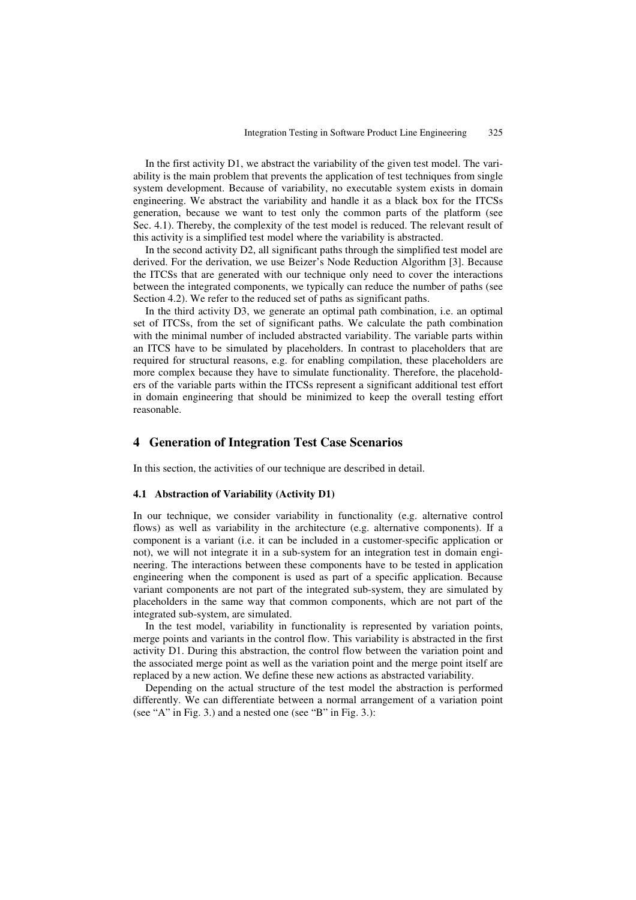In the first activity D1, we abstract the variability of the given test model. The variability is the main problem that prevents the application of test techniques from single system development. Because of variability, no executable system exists in domain engineering. We abstract the variability and handle it as a black box for the ITCSs generation, because we want to test only the common parts of the platform (see Sec. 4.1). Thereby, the complexity of the test model is reduced. The relevant result of this activity is a simplified test model where the variability is abstracted.

In the second activity D2, all significant paths through the simplified test model are derived. For the derivation, we use Beizer's Node Reduction Algorithm [3]. Because the ITCSs that are generated with our technique only need to cover the interactions between the integrated components, we typically can reduce the number of paths (see Section 4.2). We refer to the reduced set of paths as significant paths.

In the third activity D3, we generate an optimal path combination, i.e. an optimal set of ITCSs, from the set of significant paths. We calculate the path combination with the minimal number of included abstracted variability. The variable parts within an ITCS have to be simulated by placeholders. In contrast to placeholders that are required for structural reasons, e.g. for enabling compilation, these placeholders are more complex because they have to simulate functionality. Therefore, the placeholders of the variable parts within the ITCSs represent a significant additional test effort in domain engineering that should be minimized to keep the overall testing effort reasonable.

## 4 Generation of Integration Test Case Scenarios

In this section, the activities of our technique are described in detail.

### 4.1 Abstraction of Variability (Activity D1)

In our technique, we consider variability in functionality (e.g. alternative control flows) as well as variability in the architecture (e.g. alternative components). If a component is a variant (i.e. it can be included in a customer-specific application or not), we will not integrate it in a sub-system for an integration test in domain engineering. The interactions between these components have to be tested in application engineering when the component is used as part of a specific application. Because variant components are not part of the integrated sub-system, they are simulated by placeholders in the same way that common components, which are not part of the integrated sub-system, are simulated.

In the test model, variability in functionality is represented by variation points, merge points and variants in the control flow. This variability is abstracted in the first activity D1. During this abstraction, the control flow between the variation point and the associated merge point as well as the variation point and the merge point itself are replaced by a new action. We define these new actions as abstracted variability.

Depending on the actual structure of the test model the abstraction is performed differently. We can differentiate between a normal arrangement of a variation point (see "A" in Fig. 3.) and a nested one (see "B" in Fig. 3.):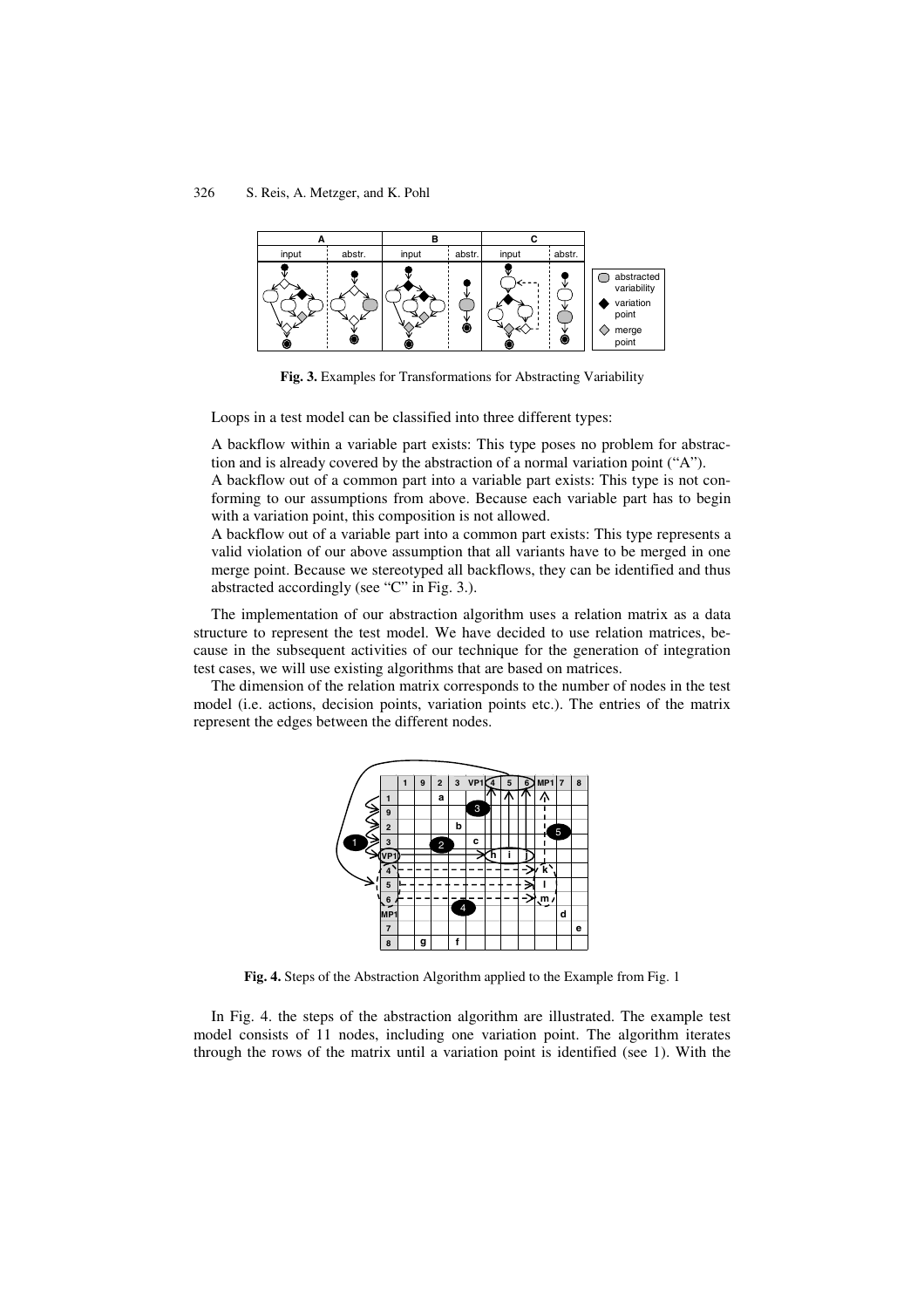**Fig. 3.** Examples for Transformations for Abstracting Variability

Loops in a test model can be classified into three different types:

A backflow within a variable part exists: This type poses no problem for abstraction and is already covered by the abstraction of a normal variation point ("A").

A backflow out of a common part into a variable part exists: This type is not conforming to our assumptions from above. Because each variable part has to begin with a variation point, this composition is not allowed.

A backflow out of a variable part into a common part exists: This type represents a valid violation of our above assumption that all variants have to be merged in one merge point. Because we stereotyped all backflows, they can be identified and thus abstracted accordingly (see "C" in Fig. 3.).

The implementation of our abstraction algorithm uses a relation matrix as a data structure to represent the test model. We have decided to use relation matrices, because in the subsequent activities of our technique for the generation of integration test cases, we will use existing algorithms that are based on matrices.

The dimension of the relation matrix corresponds to the number of nodes in the test model (i.e. actions, decision points, variation points etc.). The entries of the matrix represent the edges between the different nodes.

**Fig. 4.** Steps of the Abstraction Algorithm applied to the Example from Fig. 1

In Fig. 4. the steps of the abstraction algorithm are illustrated. The example test model consists of 11 nodes, including one variation point. The algorithm iterates through the rows of the matrix until a variation point is identified (see 1). With the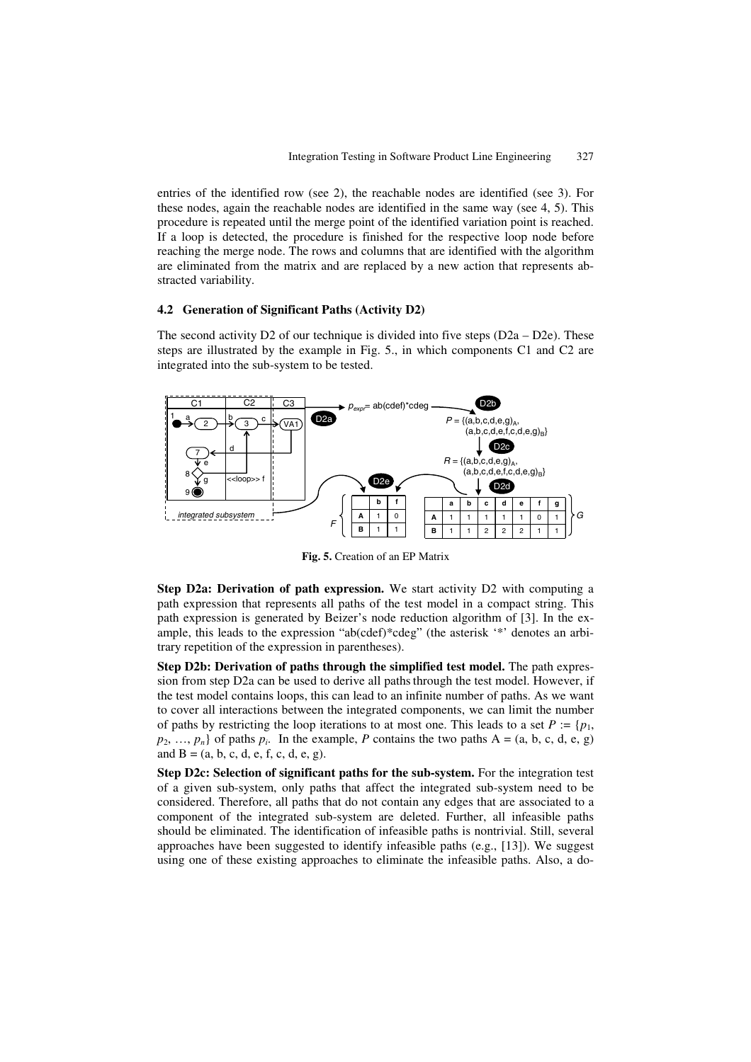entries of the identified row (see 2), the reachable nodes are identified (see 3). For these nodes, again the reachable nodes are identified in the same way (see 4, 5). This procedure is repeated until the merge point of the identified variation point is reached. If a loop is detected, the procedure is finished for the respective loop node before reaching the merge node. The rows and columns that are identified with the algorithm are eliminated from the matrix and are replaced by a new action that represents abstracted variability.

### 4.2 Generation of Significant Paths (Activity D2)

The second activity D2 of our technique is divided into five steps (D2a – D2e). These steps are illustrated by the example in Fig. 5., in which components C1 and C2 are integrated into the sub-system to be tested.

**Fig. 5.** Creation of an EP Matrix

**Step D2a: Derivation of path expression.** We start activity D2 with computing a path expression that represents all paths of the test model in a compact string. This path expression is generated by Beizer's node reduction algorithm of [3]. In the example, this leads to the expression "ab(cdef)*cdeg" (the asterisk '*' denotes an arbitrary repetition of the expression in parentheses).

**Step D2b: Derivation of paths through the simplified test model.** The path expression from step D2a can be used to derive all paths through the test model. However, if the test model contains loops, this can lead to an infinite number of paths. As we want to cover all interactions between the integrated components, we can limit the number of paths by restricting the loop iterations to at most one. This leads to a set $P := \{p_1, p_2, \ldots, p_n\}$ of paths $p_i$. In the example, $P$ contains the two paths A = (a, b, c, d, e, g) and B = (a, b, c, d, e, f, c, d, e, g).

**Step D2c: Selection of significant paths for the sub-system.** For the integration test of a given sub-system, only paths that affect the integrated sub-system need to be considered. Therefore, all paths that do not contain any edges that are associated to a component of the integrated sub-system are deleted. Further, all infeasible paths should be eliminated. The identification of infeasible paths is nontrivial. Still, several approaches have been suggested to identify infeasible paths (e.g., [13]). We suggest using one of these existing approaches to eliminate the infeasible paths. Also, a do-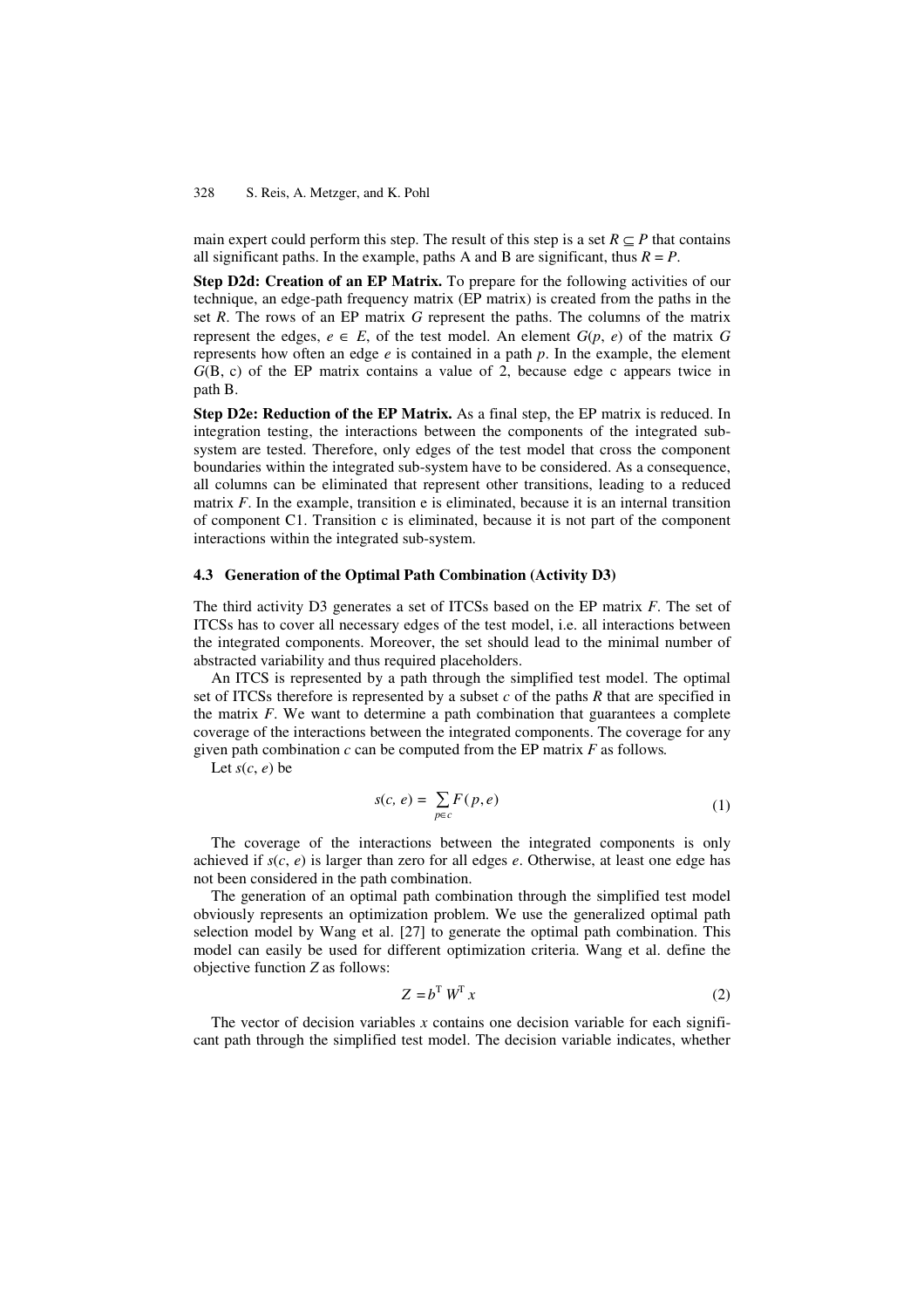main expert could perform this step. The result of this step is a set $R \subseteq P$ that contains all significant paths. In the example, paths A and B are significant, thus $R = P$.

**Step D2d: Creation of an EP Matrix.** To prepare for the following activities of our technique, an edge-path frequency matrix (EP matrix) is created from the paths in the set $R$. The rows of an EP matrix $G$ represent the paths. The columns of the matrix represent the edges, $e \in E$, of the test model. An element $G(p, e)$ of the matrix $G$ represents how often an edge $e$ is contained in a path $p$. In the example, the element $G$(B, c) of the EP matrix contains a value of 2, because edge c appears twice in path B.

**Step D2e: Reduction of the EP Matrix.** As a final step, the EP matrix is reduced. In integration testing, the interactions between the components of the integrated sub-system are tested. Therefore, only edges of the test model that cross the component boundaries within the integrated sub-system have to be considered. As a consequence, all columns can be eliminated that represent other transitions, leading to a reduced matrix $F$. In the example, transition e is eliminated, because it is an internal transition of component C1. Transition c is eliminated, because it is not part of the component interactions within the integrated sub-system.

### 4.3 Generation of the Optimal Path Combination (Activity D3)

The third activity D3 generates a set of ITCSs based on the EP matrix $F$. The set of ITCSs has to cover all necessary edges of the test model, i.e. all interactions between the integrated components. Moreover, the set should lead to the minimal number of abstracted variability and thus required placeholders.

An ITCS is represented by a path through the simplified test model. The optimal set of ITCSs therefore is represented by a subset $c$ of the paths $R$ that are specified in the matrix $F$. We want to determine a path combination that guarantees a complete coverage of the interactions between the integrated components. The coverage for any given path combination $c$ can be computed from the EP matrix $F$ as follows.

Let $s(c, e)$ be

$$s(c, e) = \sum_{p \in c} F(p, e) \tag{1}$$

The coverage of the interactions between the integrated components is only achieved if $s(c, e)$ is larger than zero for all edges $e$. Otherwise, at least one edge has not been considered in the path combination.

The generation of an optimal path combination through the simplified test model obviously represents an optimization problem. We use the generalized optimal path selection model by Wang et al. [27] to generate the optimal path combination. This model can easily be used for different optimization criteria. Wang et al. define the objective function $Z$ as follows:

$$Z = b^{T} W^{T} x \tag{2}$$

The vector of decision variables $x$ contains one decision variable for each significant path through the simplified test model. The decision variable indicates, whether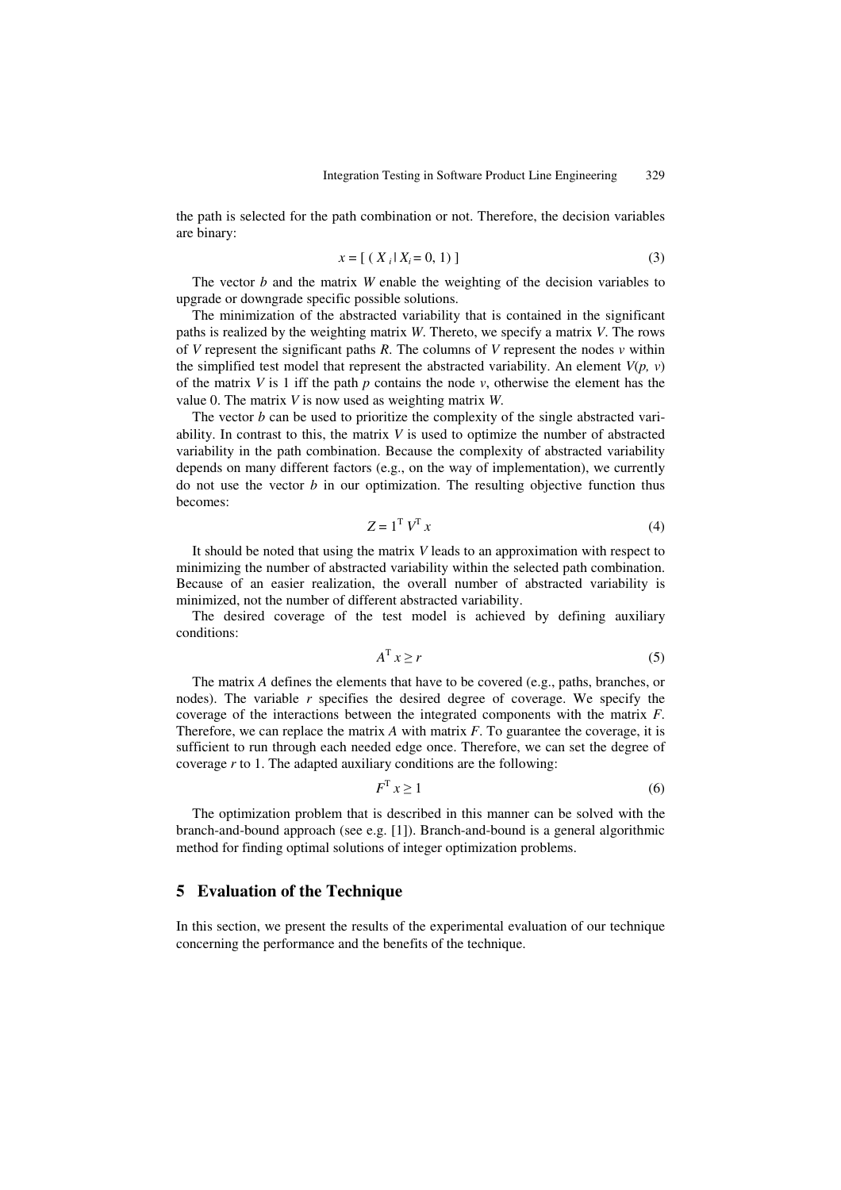the path is selected for the path combination or not. Therefore, the decision variables are binary:

$$x = [ ( X_i \,|\, X_i = 0, 1) ] \tag{3}$$

The vector $b$ and the matrix $W$ enable the weighting of the decision variables to upgrade or downgrade specific possible solutions.

The minimization of the abstracted variability that is contained in the significant paths is realized by the weighting matrix $W$. Thereto, we specify a matrix $V$. The rows of $V$ represent the significant paths $R$. The columns of $V$ represent the nodes $v$ within the simplified test model that represent the abstracted variability. An element $V(p, v)$ of the matrix $V$ is 1 iff the path $p$ contains the node $v$, otherwise the element has the value 0. The matrix $V$ is now used as weighting matrix $W$.

The vector $b$ can be used to prioritize the complexity of the single abstracted variability. In contrast to this, the matrix $V$ is used to optimize the number of abstracted variability in the path combination. Because the complexity of abstracted variability depends on many different factors (e.g., on the way of implementation), we currently do not use the vector $b$ in our optimization. The resulting objective function thus becomes:

$$Z = 1^{\mathrm{T}} V^{\mathrm{T}} x \tag{4}$$

It should be noted that using the matrix $V$ leads to an approximation with respect to minimizing the number of abstracted variability within the selected path combination. Because of an easier realization, the overall number of abstracted variability is minimized, not the number of different abstracted variability.

The desired coverage of the test model is achieved by defining auxiliary conditions:

$$A^{\mathrm{T}} x \geq r \tag{5}$$

The matrix $A$ defines the elements that have to be covered (e.g., paths, branches, or nodes). The variable $r$ specifies the desired degree of coverage. We specify the coverage of the interactions between the integrated components with the matrix $F$. Therefore, we can replace the matrix $A$ with matrix $F$. To guarantee the coverage, it is sufficient to run through each needed edge once. Therefore, we can set the degree of coverage $r$ to 1. The adapted auxiliary conditions are the following:

$$F^{\mathrm{T}} x \geq 1 \tag{6}$$

The optimization problem that is described in this manner can be solved with the branch-and-bound approach (see e.g. [1]). Branch-and-bound is a general algorithmic method for finding optimal solutions of integer optimization problems.

## 5 Evaluation of the Technique

In this section, we present the results of the experimental evaluation of our technique concerning the performance and the benefits of the technique.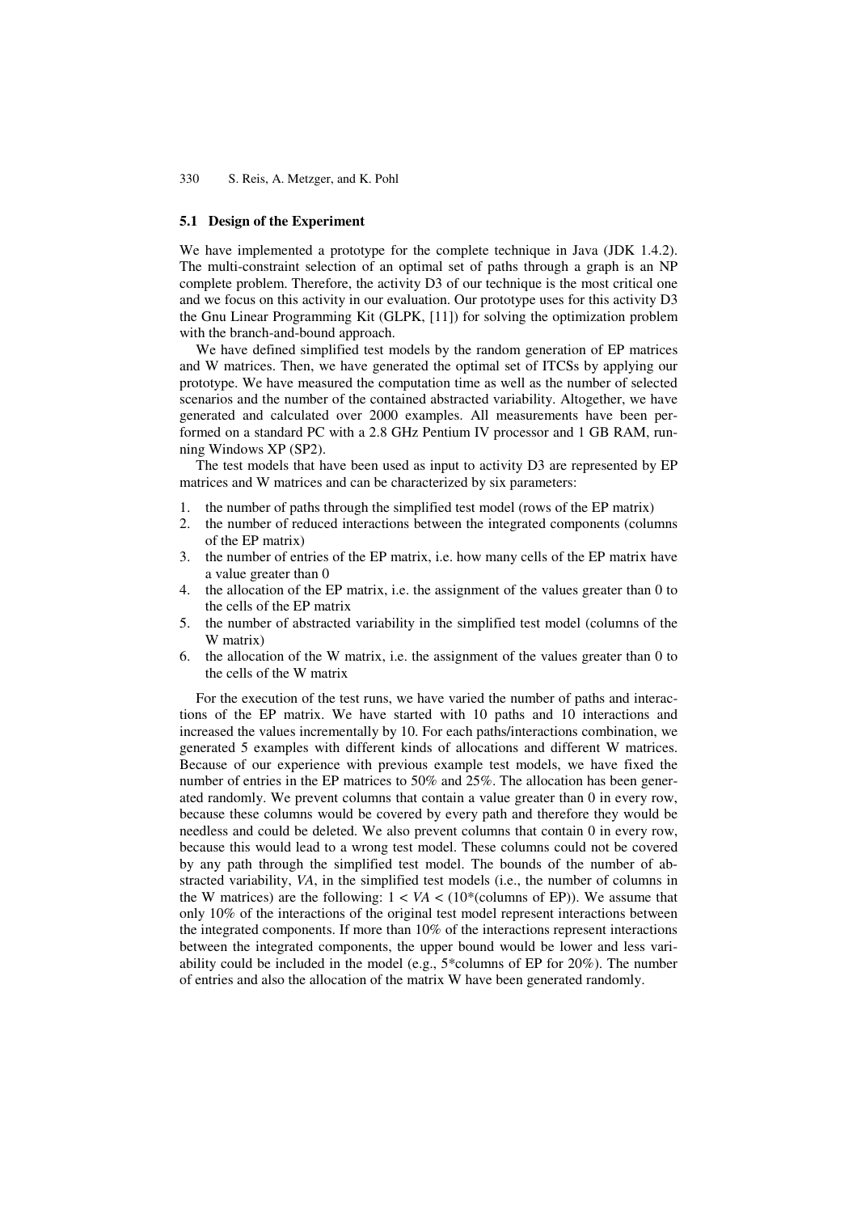### 5.1 Design of the Experiment

We have implemented a prototype for the complete technique in Java (JDK 1.4.2). The multi-constraint selection of an optimal set of paths through a graph is an NP complete problem. Therefore, the activity D3 of our technique is the most critical one and we focus on this activity in our evaluation. Our prototype uses for this activity D3 the Gnu Linear Programming Kit (GLPK, [11]) for solving the optimization problem with the branch-and-bound approach.

We have defined simplified test models by the random generation of EP matrices and W matrices. Then, we have generated the optimal set of ITCSs by applying our prototype. We have measured the computation time as well as the number of selected scenarios and the number of the contained abstracted variability. Altogether, we have generated and calculated over 2000 examples. All measurements have been performed on a standard PC with a 2.8 GHz Pentium IV processor and 1 GB RAM, running Windows XP (SP2).

The test models that have been used as input to activity D3 are represented by EP matrices and W matrices and can be characterized by six parameters:

1. the number of paths through the simplified test model (rows of the EP matrix)
2. the number of reduced interactions between the integrated components (columns of the EP matrix)
3. the number of entries of the EP matrix, i.e. how many cells of the EP matrix have a value greater than 0
4. the allocation of the EP matrix, i.e. the assignment of the values greater than 0 to the cells of the EP matrix
5. the number of abstracted variability in the simplified test model (columns of the W matrix)
6. the allocation of the W matrix, i.e. the assignment of the values greater than 0 to the cells of the W matrix

For the execution of the test runs, we have varied the number of paths and interactions of the EP matrix. We have started with 10 paths and 10 interactions and increased the values incrementally by 10. For each paths/interactions combination, we generated 5 examples with different kinds of allocations and different W matrices. Because of our experience with previous example test models, we have fixed the number of entries in the EP matrices to 50% and 25%. The allocation has been generated randomly. We prevent columns that contain a value greater than 0 in every row, because these columns would be covered by every path and therefore they would be needless and could be deleted. We also prevent columns that contain 0 in every row, because this would lead to a wrong test model. These columns could not be covered by any path through the simplified test model. The bounds of the number of abstracted variability, *VA*, in the simplified test models (i.e., the number of columns in the W matrices) are the following: $1 < VA < (10*(\text{columns of EP}))$. We assume that only 10% of the interactions of the original test model represent interactions between the integrated components. If more than 10% of the interactions represent interactions between the integrated components, the upper bound would be lower and less variability could be included in the model (e.g., 5*columns of EP for 20%). The number of entries and also the allocation of the matrix W have been generated randomly.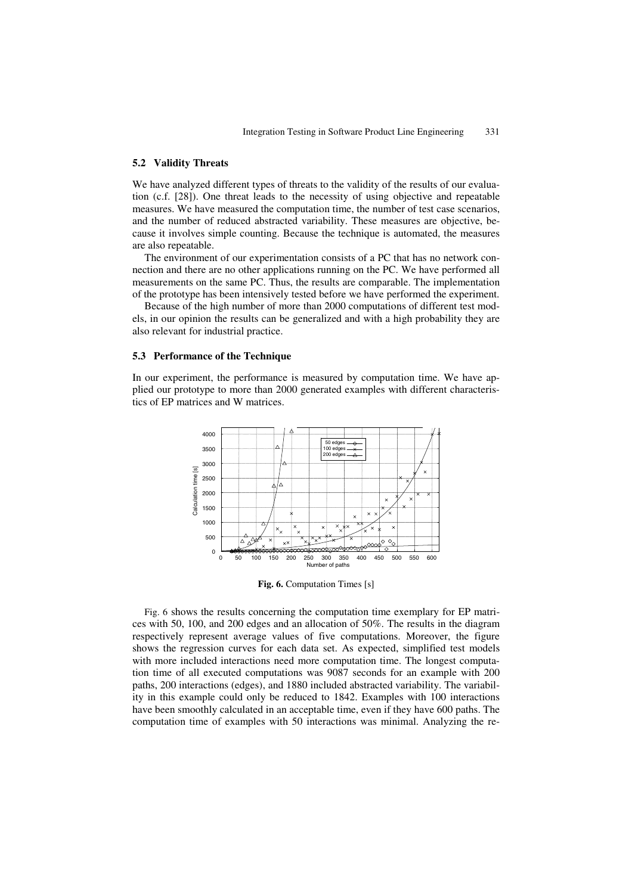### 5.2 Validity Threats

We have analyzed different types of threats to the validity of the results of our evaluation (c.f. [28]). One threat leads to the necessity of using objective and repeatable measures. We have measured the computation time, the number of test case scenarios, and the number of reduced abstracted variability. These measures are objective, because it involves simple counting. Because the technique is automated, the measures are also repeatable.

The environment of our experimentation consists of a PC that has no network connection and there are no other applications running on the PC. We have performed all measurements on the same PC. Thus, the results are comparable. The implementation of the prototype has been intensively tested before we have performed the experiment.

Because of the high number of more than 2000 computations of different test models, in our opinion the results can be generalized and with a high probability they are also relevant for industrial practice.

### 5.3 Performance of the Technique

In our experiment, the performance is measured by computation time. We have applied our prototype to more than 2000 generated examples with different characteristics of EP matrices and W matrices.

**Fig. 6.** Computation Times [s]

Fig. 6 shows the results concerning the computation time exemplary for EP matrices with 50, 100, and 200 edges and an allocation of 50%. The results in the diagram respectively represent average values of five computations. Moreover, the figure shows the regression curves for each data set. As expected, simplified test models with more included interactions need more computation time. The longest computation time of all executed computations was 9087 seconds for an example with 200 paths, 200 interactions (edges), and 1880 included abstracted variability. The variability in this example could only be reduced to 1842. Examples with 100 interactions have been smoothly calculated in an acceptable time, even if they have 600 paths. The computation time of examples with 50 interactions was minimal. Analyzing the re-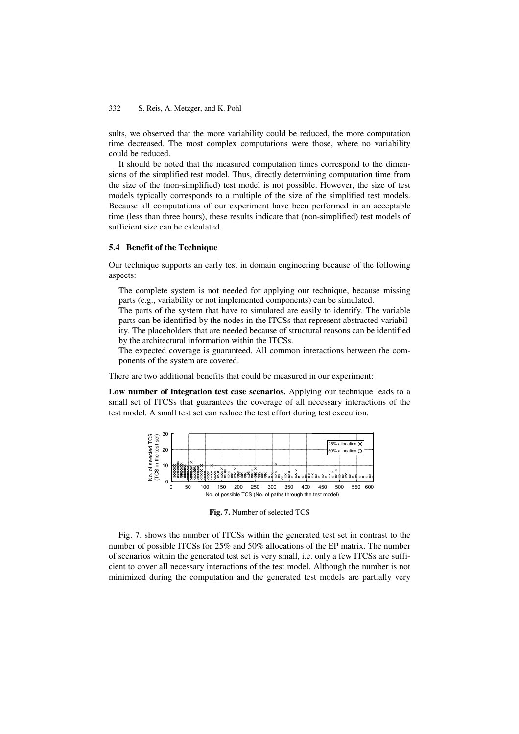sults, we observed that the more variability could be reduced, the more computation time decreased. The most complex computations were those, where no variability could be reduced.

It should be noted that the measured computation times correspond to the dimensions of the simplified test model. Thus, directly determining computation time from the size of the (non-simplified) test model is not possible. However, the size of test models typically corresponds to a multiple of the size of the simplified test models. Because all computations of our experiment have been performed in an acceptable time (less than three hours), these results indicate that (non-simplified) test models of sufficient size can be calculated.

### 5.4 Benefit of the Technique

Our technique supports an early test in domain engineering because of the following aspects:

- The complete system is not needed for applying our technique, because missing parts (e.g., variability or not implemented components) can be simulated.
- The parts of the system that have to simulated are easily to identify. The variable parts can be identified by the nodes in the ITCSs that represent abstracted variability. The placeholders that are needed because of structural reasons can be identified by the architectural information within the ITCSs.
- The expected coverage is guaranteed. All common interactions between the components of the system are covered.

There are two additional benefits that could be measured in our experiment:

**Low number of integration test case scenarios.** Applying our technique leads to a small set of ITCSs that guarantees the coverage of all necessary interactions of the test model. A small test set can reduce the test effort during test execution.

**Fig. 7.** Number of selected TCS

Fig. 7. shows the number of ITCSs within the generated test set in contrast to the number of possible ITCSs for 25% and 50% allocations of the EP matrix. The number of scenarios within the generated test set is very small, i.e. only a few ITCSs are sufficient to cover all necessary interactions of the test model. Although the number is not minimized during the computation and the generated test models are partially very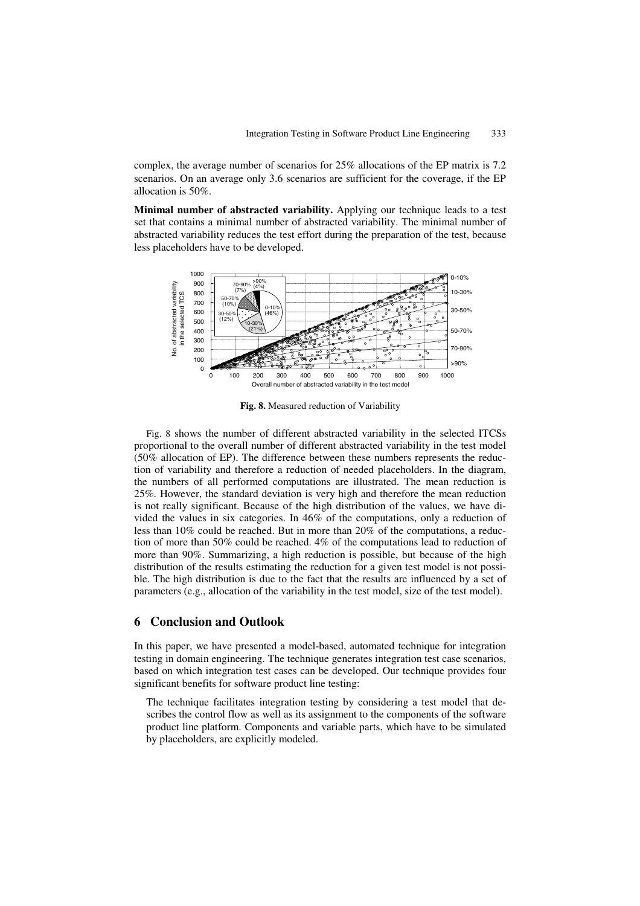complex, the average number of scenarios for 25% allocations of the EP matrix is 7.2 scenarios. On an average only 3.6 scenarios are sufficient for the coverage, if the EP allocation is 50%.

**Minimal number of abstracted variability.** Applying our technique leads to a test set that contains a minimal number of abstracted variability. The minimal number of abstracted variability reduces the test effort during the preparation of the test, because less placeholders have to be developed.

**Fig. 8.** Measured reduction of Variability

Fig. 8 shows the number of different abstracted variability in the selected ITCSs proportional to the overall number of different abstracted variability in the test model (50% allocation of EP). The difference between these numbers represents the reduction of variability and therefore a reduction of needed placeholders. In the diagram, the numbers of all performed computations are illustrated. The mean reduction is 25%. However, the standard deviation is very high and therefore the mean reduction is not really significant. Because of the high distribution of the values, we have divided the values in six categories. In 46% of the computations, only a reduction of less than 10% could be reached. But in more than 20% of the computations, a reduction of more than 50% could be reached. 4% of the computations lead to reduction of more than 90%. Summarizing, a high reduction is possible, but because of the high distribution of the results estimating the reduction for a given test model is not possible. The high distribution is due to the fact that the results are influenced by a set of parameters (e.g., allocation of the variability in the test model, size of the test model).

## 6 Conclusion and Outlook

In this paper, we have presented a model-based, automated technique for integration testing in domain engineering. The technique generates integration test case scenarios, based on which integration test cases can be developed. Our technique provides four significant benefits for software product line testing:

The technique facilitates integration testing by considering a test model that describes the control flow as well as its assignment to the components of the software product line platform. Components and variable parts, which have to be simulated by placeholders, are explicitly modeled.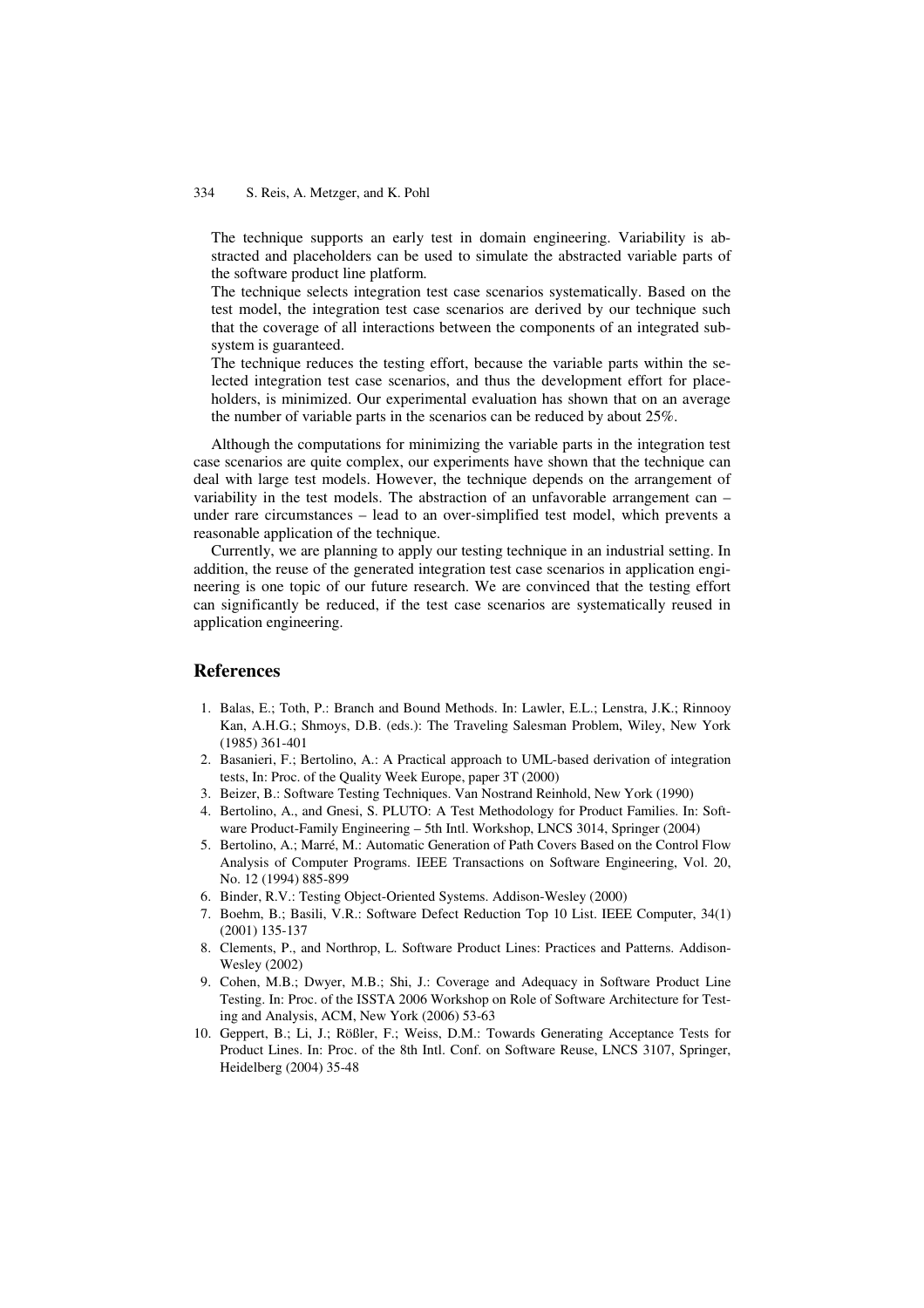The technique supports an early test in domain engineering. Variability is abstracted and placeholders can be used to simulate the abstracted variable parts of the software product line platform.

The technique selects integration test case scenarios systematically. Based on the test model, the integration test case scenarios are derived by our technique such that the coverage of all interactions between the components of an integrated subsystem is guaranteed.

The technique reduces the testing effort, because the variable parts within the selected integration test case scenarios, and thus the development effort for placeholders, is minimized. Our experimental evaluation has shown that on an average the number of variable parts in the scenarios can be reduced by about 25%.

Although the computations for minimizing the variable parts in the integration test case scenarios are quite complex, our experiments have shown that the technique can deal with large test models. However, the technique depends on the arrangement of variability in the test models. The abstraction of an unfavorable arrangement can – under rare circumstances – lead to an over-simplified test model, which prevents a reasonable application of the technique.

Currently, we are planning to apply our testing technique in an industrial setting. In addition, the reuse of the generated integration test case scenarios in application engineering is one topic of our future research. We are convinced that the testing effort can significantly be reduced, if the test case scenarios are systematically reused in application engineering.

## References

1. Balas, E.; Toth, P.: Branch and Bound Methods. In: Lawler, E.L.; Lenstra, J.K.; Rinnooy Kan, A.H.G.; Shmoys, D.B. (eds.): The Traveling Salesman Problem, Wiley, New York (1985) 361-401
2. Basanieri, F.; Bertolino, A.: A Practical approach to UML-based derivation of integration tests, In: Proc. of the Quality Week Europe, paper 3T (2000)
3. Beizer, B.: Software Testing Techniques. Van Nostrand Reinhold, New York (1990)
4. Bertolino, A., and Gnesi, S. PLUTO: A Test Methodology for Product Families. In: Software Product-Family Engineering – 5th Intl. Workshop, LNCS 3014, Springer (2004)
5. Bertolino, A.; Marré, M.: Automatic Generation of Path Covers Based on the Control Flow Analysis of Computer Programs. IEEE Transactions on Software Engineering, Vol. 20, No. 12 (1994) 885-899
6. Binder, R.V.: Testing Object-Oriented Systems. Addison-Wesley (2000)
7. Boehm, B.; Basili, V.R.: Software Defect Reduction Top 10 List. IEEE Computer, 34(1) (2001) 135-137
8. Clements, P., and Northrop, L. Software Product Lines: Practices and Patterns. Addison-Wesley (2002)
9. Cohen, M.B.; Dwyer, M.B.; Shi, J.: Coverage and Adequacy in Software Product Line Testing. In: Proc. of the ISSTA 2006 Workshop on Role of Software Architecture for Testing and Analysis, ACM, New York (2006) 53-63
10. Geppert, B.; Li, J.; Rößler, F.; Weiss, D.M.: Towards Generating Acceptance Tests for Product Lines. In: Proc. of the 8th Intl. Conf. on Software Reuse, LNCS 3107, Springer, Heidelberg (2004) 35-48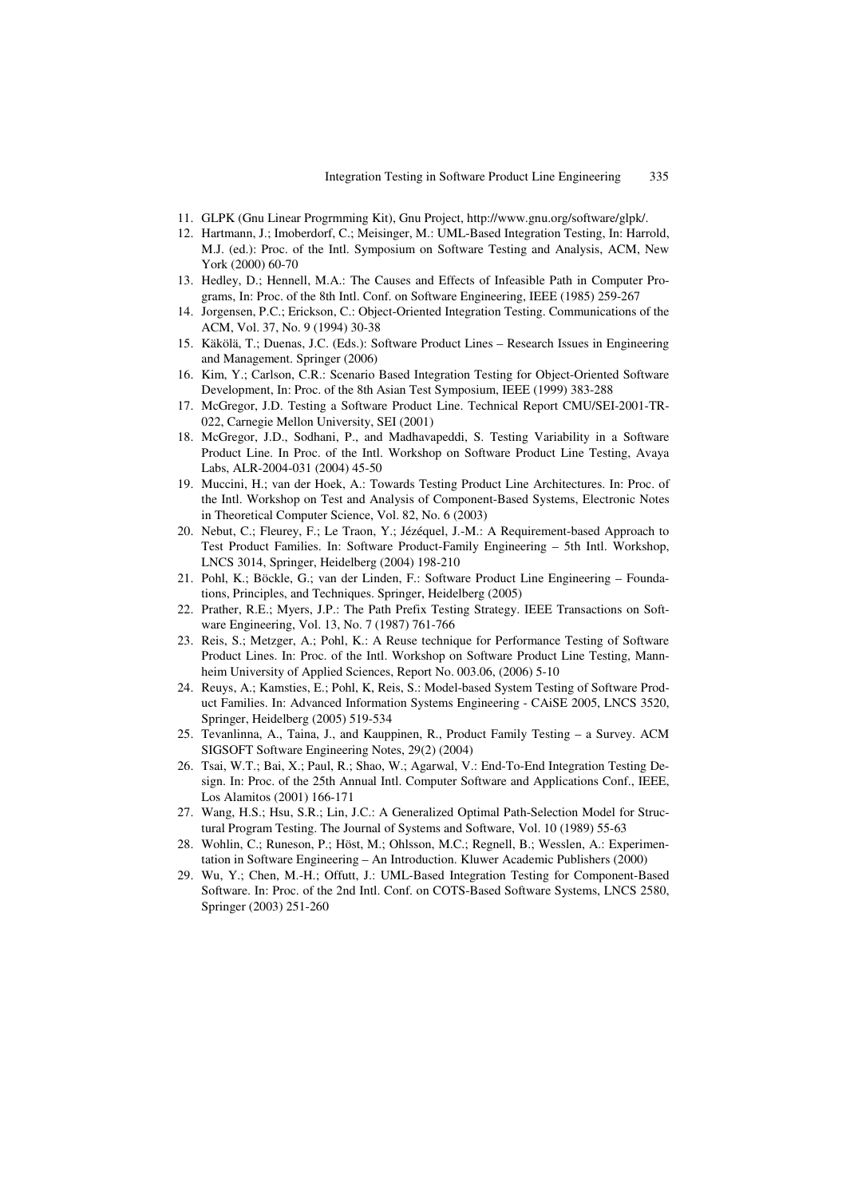11. GLPK (Gnu Linear Progrmming Kit), Gnu Project, http://www.gnu.org/software/glpk/.
12. Hartmann, J.; Imoberdorf, C.; Meisinger, M.: UML-Based Integration Testing, In: Harrold, M.J. (ed.): Proc. of the Intl. Symposium on Software Testing and Analysis, ACM, New York (2000) 60-70
13. Hedley, D.; Hennell, M.A.: The Causes and Effects of Infeasible Path in Computer Programs, In: Proc. of the 8th Intl. Conf. on Software Engineering, IEEE (1985) 259-267
14. Jorgensen, P.C.; Erickson, C.: Object-Oriented Integration Testing. Communications of the ACM, Vol. 37, No. 9 (1994) 30-38
15. Käkölä, T.; Duenas, J.C. (Eds.): Software Product Lines – Research Issues in Engineering and Management. Springer (2006)
16. Kim, Y.; Carlson, C.R.: Scenario Based Integration Testing for Object-Oriented Software Development, In: Proc. of the 8th Asian Test Symposium, IEEE (1999) 383-288
17. McGregor, J.D. Testing a Software Product Line. Technical Report CMU/SEI-2001-TR-022, Carnegie Mellon University, SEI (2001)
18. McGregor, J.D., Sodhani, P., and Madhavapeddi, S. Testing Variability in a Software Product Line. In Proc. of the Intl. Workshop on Software Product Line Testing, Avaya Labs, ALR-2004-031 (2004) 45-50
19. Muccini, H.; van der Hoek, A.: Towards Testing Product Line Architectures. In: Proc. of the Intl. Workshop on Test and Analysis of Component-Based Systems, Electronic Notes in Theoretical Computer Science, Vol. 82, No. 6 (2003)
20. Nebut, C.; Fleurey, F.; Le Traon, Y.; Jézéquel, J.-M.: A Requirement-based Approach to Test Product Families. In: Software Product-Family Engineering – 5th Intl. Workshop, LNCS 3014, Springer, Heidelberg (2004) 198-210
21. Pohl, K.; Böckle, G.; van der Linden, F.: Software Product Line Engineering – Foundations, Principles, and Techniques. Springer, Heidelberg (2005)
22. Prather, R.E.; Myers, J.P.: The Path Prefix Testing Strategy. IEEE Transactions on Software Engineering, Vol. 13, No. 7 (1987) 761-766
23. Reis, S.; Metzger, A.; Pohl, K.: A Reuse technique for Performance Testing of Software Product Lines. In: Proc. of the Intl. Workshop on Software Product Line Testing, Mannheim University of Applied Sciences, Report No. 003.06, (2006) 5-10
24. Reuys, A.; Kamsties, E.; Pohl, K, Reis, S.: Model-based System Testing of Software Product Families. In: Advanced Information Systems Engineering - CAiSE 2005, LNCS 3520, Springer, Heidelberg (2005) 519-534
25. Tevanlinna, A., Taina, J., and Kauppinen, R., Product Family Testing – a Survey. ACM SIGSOFT Software Engineering Notes, 29(2) (2004)
26. Tsai, W.T.; Bai, X.; Paul, R.; Shao, W.; Agarwal, V.: End-To-End Integration Testing Design. In: Proc. of the 25th Annual Intl. Computer Software and Applications Conf., IEEE, Los Alamitos (2001) 166-171
27. Wang, H.S.; Hsu, S.R.; Lin, J.C.: A Generalized Optimal Path-Selection Model for Structural Program Testing. The Journal of Systems and Software, Vol. 10 (1989) 55-63
28. Wohlin, C.; Runeson, P.; Höst, M.; Ohlsson, M.C.; Regnell, B.; Wesslen, A.: Experimentation in Software Engineering – An Introduction. Kluwer Academic Publishers (2000)
29. Wu, Y.; Chen, M.-H.; Offutt, J.: UML-Based Integration Testing for Component-Based Software. In: Proc. of the 2nd Intl. Conf. on COTS-Based Software Systems, LNCS 2580, Springer (2003) 251-260